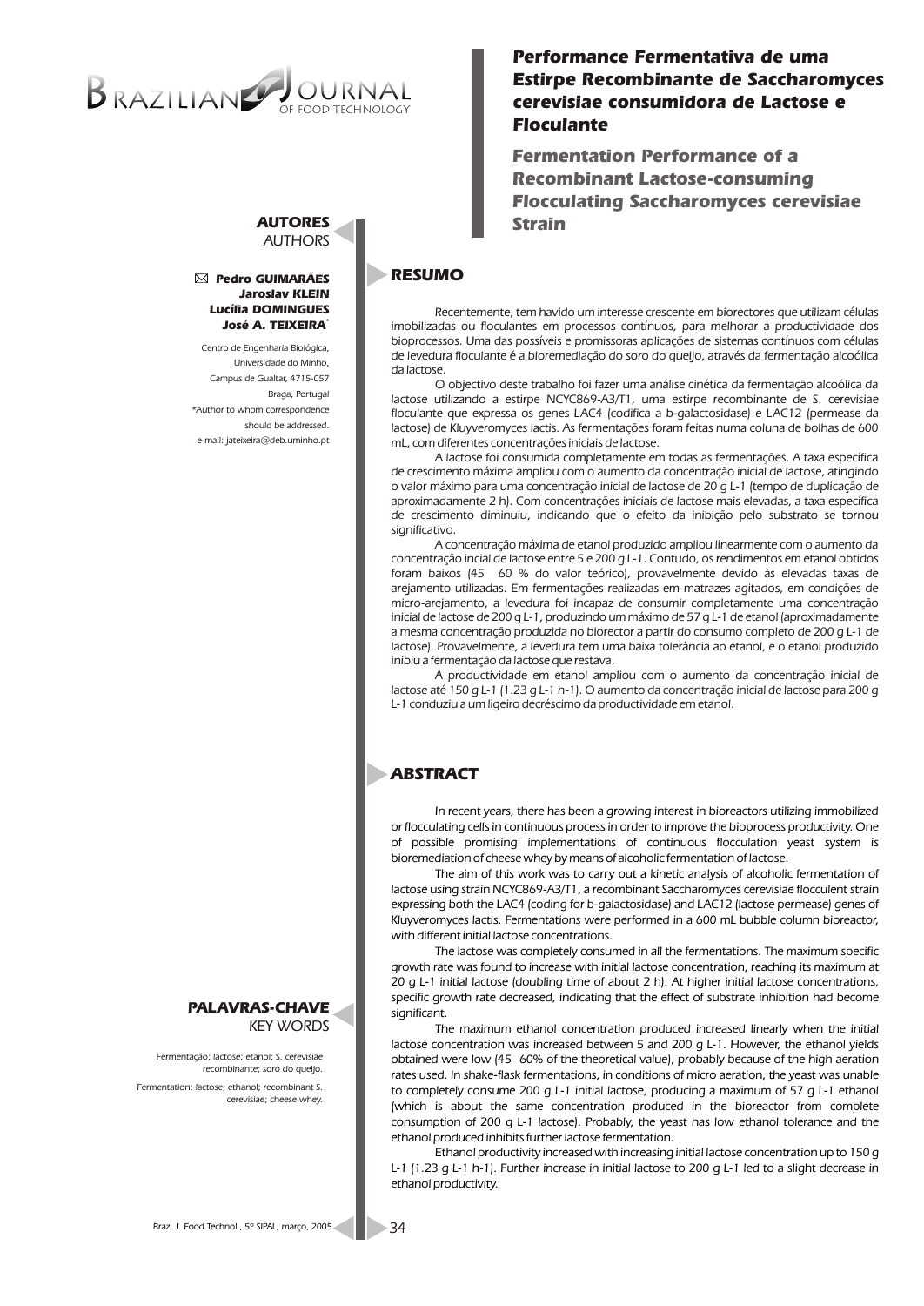# Performance Fermentativa de uma Estirpe Recombinante de Saccharomyces cerevisiae consumidora de Lactose e Floculante

## Fermentation Performance of a Recombinant Lactose-consuming Flocculating Saccharomyces cerevisiae Strain

**AUTORES**
AUTHORS

**Pedro GUIMARÃES**
**Jaroslav KLEIN**
**Lucília DOMINGUES**
**José A. TEIXEIRA***

Centro de Engenharia Biológica,
Universidade do Minho,
Campus de Gualtar, 4715-057
Braga, Portugal
*Author to whom correspondence should be addressed.
e-mail: jateixeira@deb.uminho.pt

## RESUMO

Recentemente, tem havido um interesse crescente em biorectores que utilizam células imobilizadas ou floculantes em processos contínuos, para melhorar a productividade dos bioprocessos. Uma das possíveis e promissoras aplicações de sistemas contínuos com células de levedura floculante é a bioremediação do soro do queijo, através da fermentação alcoólica da lactose.

O objectivo deste trabalho foi fazer uma análise cinética da fermentação alcoólica da lactose utilizando a estirpe NCYC869-A3/T1, uma estirpe recombinante de S. cerevisiae floculante que expressa os genes LAC4 (codifica a b-galactosidase) e LAC12 (permease da lactose) de Kluyveromyces lactis. As fermentações foram feitas numa coluna de bolhas de 600 mL, com diferentes concentrações iniciais de lactose.

A lactose foi consumida completamente em todas as fermentações. A taxa específica de crescimento máxima ampliou com o aumento da concentração inicial de lactose, atingindo o valor máximo para uma concentração inicial de lactose de 20 g L-1 (tempo de duplicação de aproximadamente 2 h). Com concentrações iniciais de lactose mais elevadas, a taxa específica de crescimento diminuiu, indicando que o efeito da inibição pelo substrato se tornou significativo.

A concentração máxima de etanol produzido ampliou linearmente com o aumento da concentração incial de lactose entre 5 e 200 g L-1. Contudo, os rendimentos em etanol obtidos foram baixos (45 60 % do valor teórico), provavelmente devido às elevadas taxas de arejamento utilizadas. Em fermentações realizadas em matrazes agitados, em condições de micro-arejamento, a levedura foi incapaz de consumir completamente uma concentração inicial de lactose de 200 g L-1, produzindo um máximo de 57 g L-1 de etanol (aproximadamente a mesma concentração produzida no biorector a partir do consumo completo de 200 g L-1 de lactose). Provavelmente, a levedura tem uma baixa tolerância ao etanol, e o etanol produzido inibiu a fermentação da lactose que restava.

A productividade em etanol ampliou com o aumento da concentração inicial de lactose até 150 g L-1 (1.23 g L-1 h-1). O aumento da concentração inicial de lactose para 200 g L-1 conduziu a um ligeiro decréscimo da productividade em etanol.

## ABSTRACT

In recent years, there has been a growing interest in bioreactors utilizing immobilized or flocculating cells in continuous process in order to improve the bioprocess productivity. One of possible promising implementations of continuous flocculation yeast system is bioremediation of cheese whey by means of alcoholic fermentation of lactose.

The aim of this work was to carry out a kinetic analysis of alcoholic fermentation of lactose using strain NCYC869-A3/T1, a recombinant Saccharomyces cerevisiae flocculent strain expressing both the LAC4 (coding for b-galactosidase) and LAC12 (lactose permease) genes of Kluyveromyces lactis. Fermentations were performed in a 600 mL bubble column bioreactor, with different initial lactose concentrations.

The lactose was completely consumed in all the fermentations. The maximum specific growth rate was found to increase with initial lactose concentration, reaching its maximum at 20 g L-1 initial lactose (doubling time of about 2 h). At higher initial lactose concentrations, specific growth rate decreased, indicating that the effect of substrate inhibition had become significant.

The maximum ethanol concentration produced increased linearly when the initial lactose concentration was increased between 5 and 200 g L-1. However, the ethanol yields obtained were low (45 60% of the theoretical value), probably because of the high aeration rates used. In shake-flask fermentations, in conditions of micro aeration, the yeast was unable to completely consume 200 g L-1 initial lactose, producing a maximum of 57 g L-1 ethanol (which is about the same concentration produced in the bioreactor from complete consumption of 200 g L-1 lactose). Probably, the yeast has low ethanol tolerance and the ethanol produced inhibits further lactose fermentation.

Ethanol productivity increased with increasing initial lactose concentration up to 150 g L-1 (1.23 g L-1 h-1). Further increase in initial lactose to 200 g L-1 led to a slight decrease in ethanol productivity.

**PALAVRAS-CHAVE**
KEY WORDS

Fermentação; lactose; etanol; S. cerevisiae recombinante; soro do queijo.

Fermentation; lactose; ethanol; recombinant S. cerevisiae; cheese whey.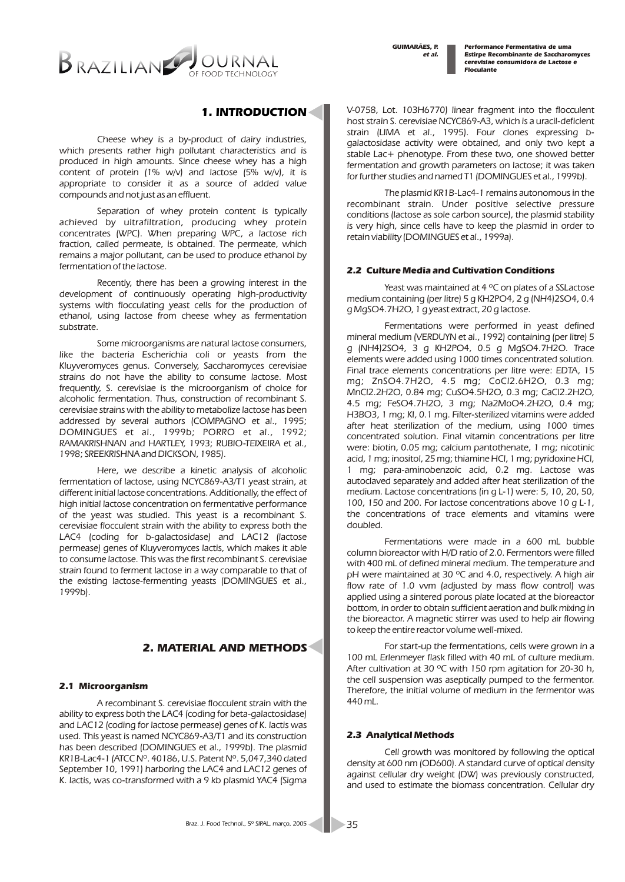## 1. INTRODUCTION

Cheese whey is a by-product of dairy industries, which presents rather high pollutant characteristics and is produced in high amounts. Since cheese whey has a high content of protein (1% w/v) and lactose (5% w/v), it is appropriate to consider it as a source of added value compounds and not just as an effluent.

Separation of whey protein content is typically achieved by ultrafiltration, producing whey protein concentrates (WPC). When preparing WPC, a lactose rich fraction, called permeate, is obtained. The permeate, which remains a major pollutant, can be used to produce ethanol by fermentation of the lactose.

Recently, there has been a growing interest in the development of continuously operating high-productivity systems with flocculating yeast cells for the production of ethanol, using lactose from cheese whey as fermentation substrate.

Some microorganisms are natural lactose consumers, like the bacteria Escherichia coli or yeasts from the Kluyveromyces genus. Conversely, Saccharomyces cerevisiae strains do not have the ability to consume lactose. Most frequently, S. cerevisiae is the microorganism of choice for alcoholic fermentation. Thus, construction of recombinant S. cerevisiae strains with the ability to metabolize lactose has been addressed by several authors (COMPAGNO et al., 1995; DOMINGUES et al., 1999b; PORRO et al., 1992; RAMAKRISHNAN and HARTLEY, 1993; RUBIO-TEIXEIRA et al., 1998; SREEKRISHNA and DICKSON, 1985).

Here, we describe a kinetic analysis of alcoholic fermentation of lactose, using NCYC869-A3/T1 yeast strain, at different initial lactose concentrations. Additionally, the effect of high initial lactose concentration on fermentative performance of the yeast was studied. This yeast is a recombinant S. cerevisiae flocculent strain with the ability to express both the LAC4 (coding for b-galactosidase) and LAC12 (lactose permease) genes of Kluyveromyces lactis, which makes it able to consume lactose. This was the first recombinant S. cerevisiae strain found to ferment lactose in a way comparable to that of the existing lactose-fermenting yeasts (DOMINGUES et al., 1999b).

## 2. MATERIAL AND METHODS

### 2.1 Microorganism

A recombinant S. cerevisiae flocculent strain with the ability to express both the LAC4 (coding for beta-galactosidase) and LAC12 (coding for lactose permease) genes of K. lactis was used. This yeast is named NCYC869-A3/T1 and its construction has been described (DOMINGUES et al., 1999b). The plasmid KR1B-Lac4-1 (ATCC Nº. 40186, U.S. Patent Nº. 5,047,340 dated September 10, 1991) harboring the LAC4 and LAC12 genes of K. lactis, was co-transformed with a 9 kb plasmid YAC4 (Sigma V-0758, Lot. 103H6770) linear fragment into the flocculent host strain S. cerevisiae NCYC869-A3, which is a uracil-deficient strain (LIMA et al., 1995). Four clones expressing b-galactosidase activity were obtained, and only two kept a stable Lac+ phenotype. From these two, one showed better fermentation and growth parameters on lactose; it was taken for further studies and named T1 (DOMINGUES et al., 1999b).

The plasmid KR1B-Lac4-1 remains autonomous in the recombinant strain. Under positive selective pressure conditions (lactose as sole carbon source), the plasmid stability is very high, since cells have to keep the plasmid in order to retain viability (DOMINGUES et al., 1999a).

### 2.2 Culture Media and Cultivation Conditions

Yeast was maintained at 4 ºC on plates of a SSLactose medium containing (per litre) 5 g $KH_2PO_4$, 2 g $(NH_4)_2SO_4$, 0.4 g $MgSO_4.7H_2O$, 1 g yeast extract, 20 g lactose.

Fermentations were performed in yeast defined mineral medium (VERDUYN et al., 1992) containing (per litre) 5 g $(NH_4)_2SO_4$, 3 g $KH_2PO_4$, 0.5 g $MgSO_4.7H_2O$. Trace elements were added using 1000 times concentrated solution. Final trace elements concentrations per litre were: EDTA, 15 mg; $ZnSO_4.7H_2O$, 4.5 mg; $CoCl_2.6H_2O$, 0.3 mg; $MnCl_2.2H_2O$, 0.84 mg; $CuSO_4.5H_2O$, 0.3 mg; $CaCl_2.2H_2O$, 4.5 mg; $FeSO_4.7H_2O$, 3 mg; $Na_2MoO_4.2H_2O$, 0.4 mg; $H_3BO_3$, 1 mg; KI, 0.1 mg. Filter-sterilized vitamins were added after heat sterilization of the medium, using 1000 times concentrated solution. Final vitamin concentrations per litre were: biotin, 0.05 mg; calcium pantothenate, 1 mg; nicotinic acid, 1 mg; inositol, 25 mg; thiamine HCl, 1 mg; pyridoxine HCl, 1 mg; para-aminobenzoic acid, 0.2 mg. Lactose was autoclaved separately and added after heat sterilization of the medium. Lactose concentrations (in g $L^{-1}$) were: 5, 10, 20, 50, 100, 150 and 200. For lactose concentrations above 10 g $L^{-1}$, the concentrations of trace elements and vitamins were doubled.

Fermentations were made in a 600 mL bubble column bioreactor with H/D ratio of 2.0. Fermentors were filled with 400 mL of defined mineral medium. The temperature and pH were maintained at 30 ºC and 4.0, respectively. A high air flow rate of 1.0 vvm (adjusted by mass flow control) was applied using a sintered porous plate located at the bioreactor bottom, in order to obtain sufficient aeration and bulk mixing in the bioreactor. A magnetic stirrer was used to help air flowing to keep the entire reactor volume well-mixed.

For start-up the fermentations, cells were grown in a 100 mL Erlenmeyer flask filled with 40 mL of culture medium. After cultivation at 30 ºC with 150 rpm agitation for 20-30 h, the cell suspension was aseptically pumped to the fermentor. Therefore, the initial volume of medium in the fermentor was 440 mL.

### 2.3 Analytical Methods

Cell growth was monitored by following the optical density at 600 nm (OD600). A standard curve of optical density against cellular dry weight (DW) was previously constructed, and used to estimate the biomass concentration. Cellular dry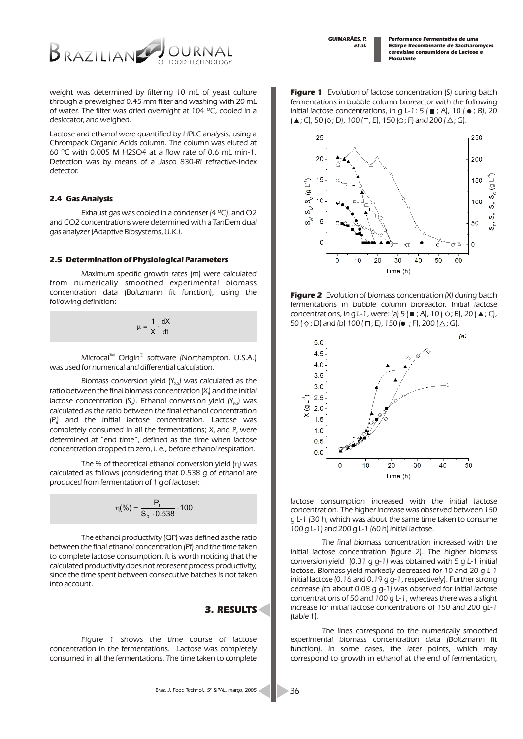weight was determined by filtering 10 mL of yeast culture through a preweighed 0.45 mm filter and washing with 20 mL of water. The filter was dried overnight at 104 ºC, cooled in a desiccator, and weighed.

Lactose and ethanol were quantified by HPLC analysis, using a Chrompack Organic Acids column. The column was eluted at 60 ºC with 0.005 M $H_2SO_4$ at a flow rate of 0.6 mL min-1. Detection was by means of a Jasco 830-RI refractive-index detector.

### 2.4 Gas Analysis

Exhaust gas was cooled in a condenser (4 ºC), and $O_2$ and $CO_2$ concentrations were determined with a TanDem dual gas analyzer (Adaptive Biosystems, U.K.).

### 2.5 Determination of Physiological Parameters

Maximum specific growth rates (m) were calculated from numerically smoothed experimental biomass concentration data (Boltzmann fit function), using the following definition:

$$\mu = \frac{1}{X} \cdot \frac{dX}{dt}$$

Microcal™ Origin® software (Northampton, U.S.A.) was used for numerical and differential calculation.

Biomass conversion yield ($Y_{X/S}$) was calculated as the ratio between the final biomass concentration ($X_f$) and the initial lactose concentration ($S_0$). Ethanol conversion yield ($Y_{P/S}$) was calculated as the ratio between the final ethanol concentration ($P_f$) and the initial lactose concentration. Lactose was completely consumed in all the fermentations; $X_f$ and $P_f$ were determined at "end time", defined as the time when lactose concentration dropped to zero, i. e., before ethanol respiration.

The % of theoretical ethanol conversion yield (η) was calculated as follows (considering that 0.538 g of ethanol are produced from fermentation of 1 g of lactose):

$$\eta(\%) = \frac{P_f}{S_0 \cdot 0.538} \cdot 100$$

The ethanol productivity (QP) was defined as the ratio between the final ethanol concentration (Pf) and the time taken to complete lactose consumption. It is worth noticing that the calculated productivity does not represent process productivity, since the time spent between consecutive batches is not taken into account.

## 3. RESULTS

Figure 1 shows the time course of lactose concentration in the fermentations. Lactose was completely consumed in all the fermentations. The time taken to complete lactose consumption increased with the initial lactose concentration. The higher increase was observed between 150 g L-1 (30 h, which was about the same time taken to consume 100 g L-1) and 200 g L-1 (60 h) initial lactose.

**Figure 1** Evolution of lactose concentration (S) during batch fermentations in bubble column bioreactor with the following initial lactose concentrations, in g L-1: 5 (■; A), 10 (●; B), 20 (▲; C), 50 (◇; D), 100 (□, E), 150 (○; F) and 200 (△; G).

**Figure 2** Evolution of biomass concentration (X) during batch fermentations in bubble column bioreactor. Initial lactose concentrations, in g L-1, were: (a) 5 (■; A), 10 (○; B), 20 (▲; C), 50 (◇; D) and (b) 100 (□, E), 150 (●; F), 200 (△; G).

The final biomass concentration increased with the initial lactose concentration (figure 2). The higher biomass conversion yield (0.31 g g-1) was obtained with 5 g L-1 initial lactose. Biomass yield markedly decreased for 10 and 20 g L-1 initial lactose (0.16 and 0.19 g g-1, respectively). Further strong decrease (to about 0.08 g g-1) was observed for initial lactose concentrations of 50 and 100 g L-1, whereas there was a slight increase for initial lactose concentrations of 150 and 200 gL-1 (table 1).

The lines correspond to the numerically smoothed experimental biomass concentration data (Boltzmann fit function). In some cases, the later points, which may correspond to growth in ethanol at the end of fermentation,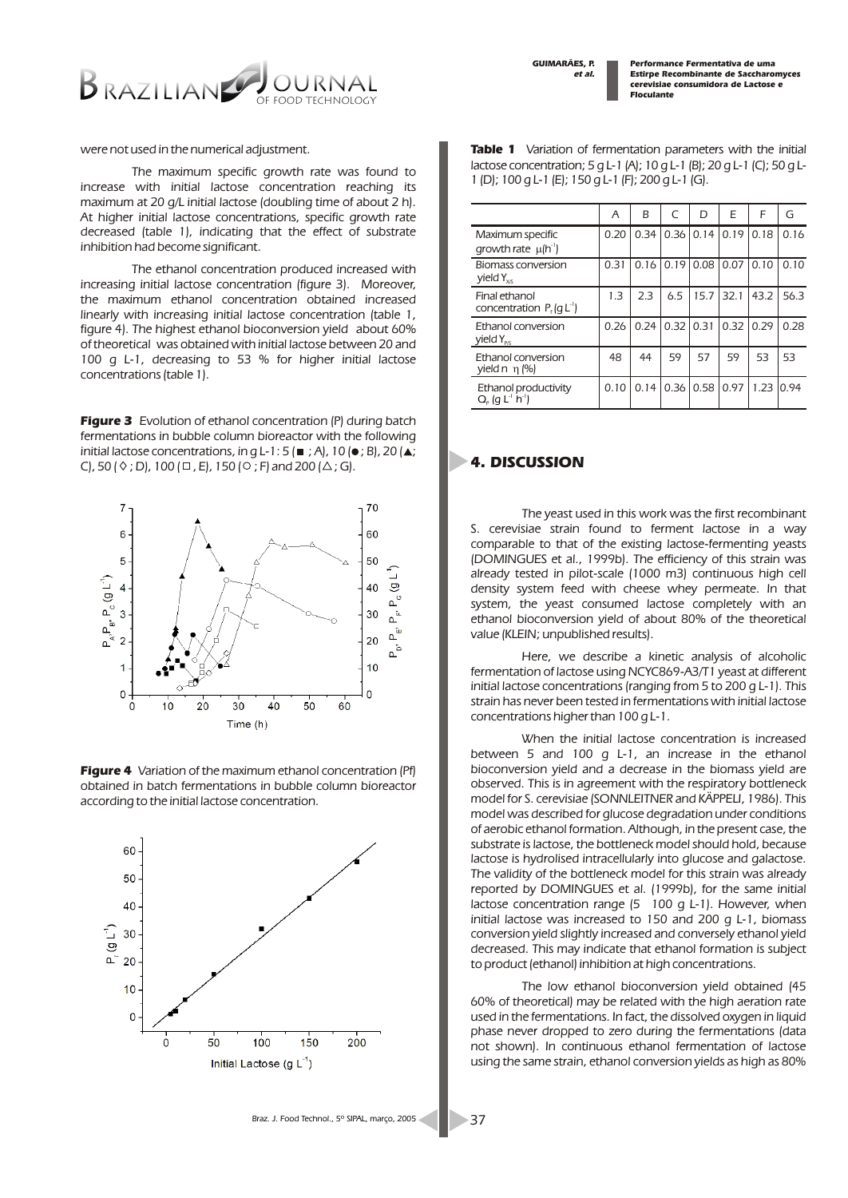were not used in the numerical adjustment.

The maximum specific growth rate was found to increase with initial lactose concentration reaching its maximum at 20 g/L initial lactose (doubling time of about 2 h). At higher initial lactose concentrations, specific growth rate decreased (table 1), indicating that the effect of substrate inhibition had become significant.

The ethanol concentration produced increased with increasing initial lactose concentration (figure 3). Moreover, the maximum ethanol concentration obtained increased linearly with increasing initial lactose concentration (table 1, figure 4). The highest ethanol bioconversion yield about 60% of theoretical was obtained with initial lactose between 20 and 100 g L-1, decreasing to 53 % for higher initial lactose concentrations (table 1).

**Figure 3** Evolution of ethanol concentration (P) during batch fermentations in bubble column bioreactor with the following initial lactose concentrations, in g L-1: 5 (■ ; A), 10 (● ; B), 20 (▲; C), 50 (◊ ; D), 100 (□ , E), 150 (○ ; F) and 200 (△ ; G).

**Figure 4** Variation of the maximum ethanol concentration (Pf) obtained in batch fermentations in bubble column bioreactor according to the initial lactose concentration.

**Table 1** Variation of fermentation parameters with the initial lactose concentration; 5 g L-1 (A); 10 g L-1 (B); 20 g L-1 (C); 50 g L-1 (D); 100 g L-1 (E); 150 g L-1 (F); 200 g L-1 (G).

| | A | B | C | D | E | F | G |
|---|---|---|---|---|---|---|---|
| Maximum specific growth rate $\mu (h^{-1})$ | 0.20 | 0.34 | 0.36 | 0.14 | 0.19 | 0.18 | 0.16 |
| Biomass conversion yield $Y_{X/S}$ | 0.31 | 0.16 | 0.19 | 0.08 | 0.07 | 0.10 | 0.10 |
| Final ethanol concentration $P_f (g L^{-1})$ | 1.3 | 2.3 | 6.5 | 15.7 | 32.1 | 43.2 | 56.3 |
| Ethanol conversion yield $Y_{P/S}$ | 0.26 | 0.24 | 0.32 | 0.31 | 0.32 | 0.29 | 0.28 |
| Ethanol conversion yield n $\eta$ (%) | 48 | 44 | 59 | 57 | 59 | 53 | 53 |
| Ethanol productivity $Q_P (g L^{-1} h^{-1})$ | 0.10 | 0.14 | 0.36 | 0.58 | 0.97 | 1.23 | 0.94 |

## 4. DISCUSSION

The yeast used in this work was the first recombinant S. cerevisiae strain found to ferment lactose in a way comparable to that of the existing lactose-fermenting yeasts (DOMINGUES et al., 1999b). The efficiency of this strain was already tested in pilot-scale (1000 m3) continuous high cell density system feed with cheese whey permeate. In that system, the yeast consumed lactose completely with an ethanol bioconversion yield of about 80% of the theoretical value (KLEIN; unpublished results).

Here, we describe a kinetic analysis of alcoholic fermentation of lactose using NCYC869-A3/T1 yeast at different initial lactose concentrations (ranging from 5 to 200 g L-1). This strain has never been tested in fermentations with initial lactose concentrations higher than 100 g L-1.

When the initial lactose concentration is increased between 5 and 100 g L-1, an increase in the ethanol bioconversion yield and a decrease in the biomass yield are observed. This is in agreement with the respiratory bottleneck model for S. cerevisiae (SONNLEITNER and KÄPPELI, 1986). This model was described for glucose degradation under conditions of aerobic ethanol formation. Although, in the present case, the substrate is lactose, the bottleneck model should hold, because lactose is hydrolised intracellularly into glucose and galactose. The validity of the bottleneck model for this strain was already reported by DOMINGUES et al. (1999b), for the same initial lactose concentration range (5 100 g L-1). However, when initial lactose was increased to 150 and 200 g L-1, biomass conversion yield slightly increased and conversely ethanol yield decreased. This may indicate that ethanol formation is subject to product (ethanol) inhibition at high concentrations.

The low ethanol bioconversion yield obtained (45 60% of theoretical) may be related with the high aeration rate used in the fermentations. In fact, the dissolved oxygen in liquid phase never dropped to zero during the fermentations (data not shown). In continuous ethanol fermentation of lactose using the same strain, ethanol conversion yields as high as 80%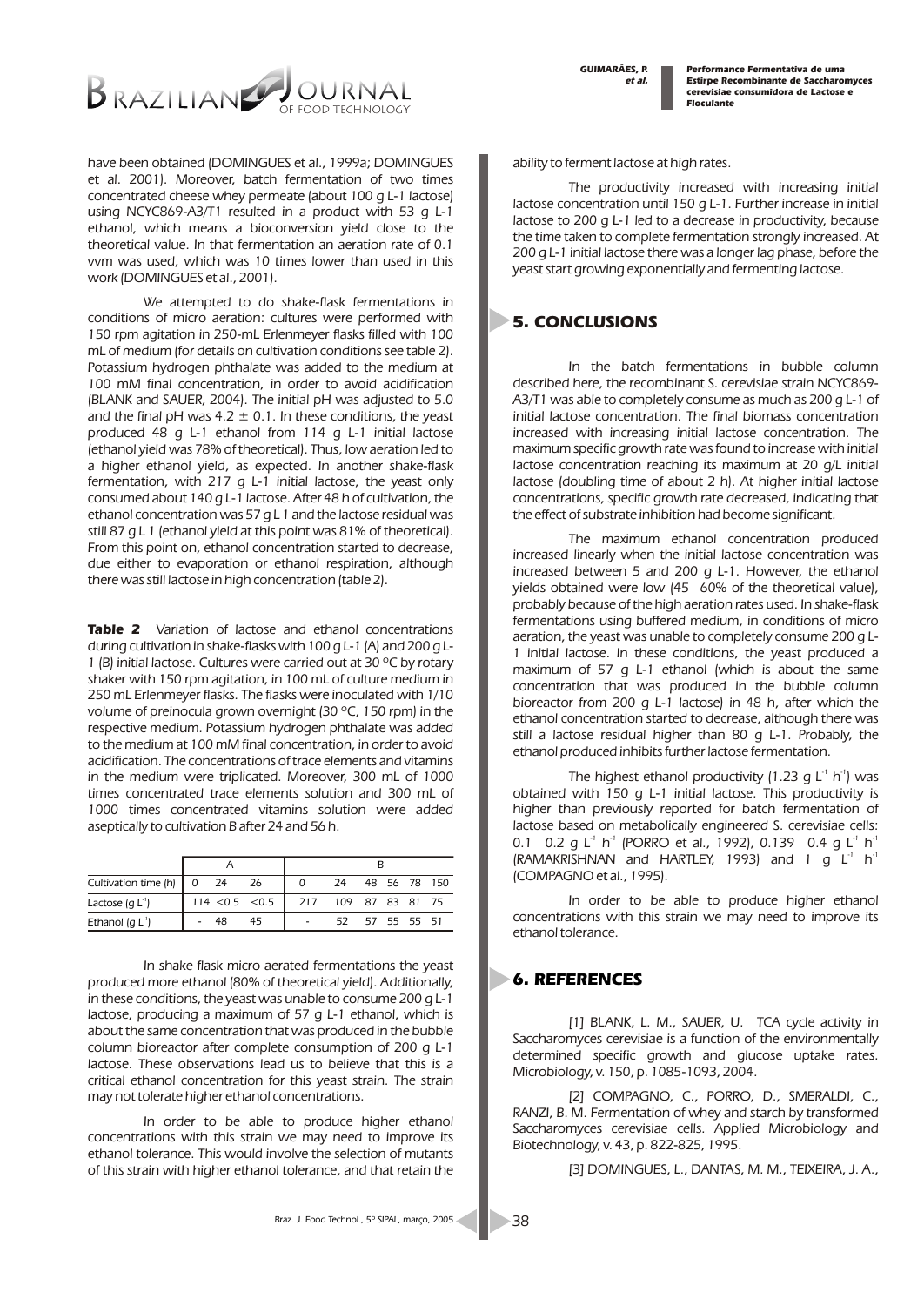have been obtained (DOMINGUES et al., 1999a; DOMINGUES et al. 2001). Moreover, batch fermentation of two times concentrated cheese whey permeate (about 100 g L-1 lactose) using NCYC869-A3/T1 resulted in a product with 53 g L-1 ethanol, which means a bioconversion yield close to the theoretical value. In that fermentation an aeration rate of 0.1 vvm was used, which was 10 times lower than used in this work (DOMINGUES et al., 2001).

We attempted to do shake-flask fermentations in conditions of micro aeration: cultures were performed with 150 rpm agitation in 250-mL Erlenmeyer flasks filled with 100 mL of medium (for details on cultivation conditions see table 2). Potassium hydrogen phthalate was added to the medium at 100 mM final concentration, in order to avoid acidification (BLANK and SAUER, 2004). The initial pH was adjusted to 5.0 and the final pH was $4.2 \pm 0.1$. In these conditions, the yeast produced 48 g L-1 ethanol from 114 g L-1 initial lactose (ethanol yield was 78% of theoretical). Thus, low aeration led to a higher ethanol yield, as expected. In another shake-flask fermentation, with 217 g L-1 initial lactose, the yeast only consumed about 140 g L-1 lactose. After 48 h of cultivation, the ethanol concentration was 57 g L 1 and the lactose residual was still 87 g L 1 (ethanol yield at this point was 81% of theoretical). From this point on, ethanol concentration started to decrease, due either to evaporation or ethanol respiration, although there was still lactose in high concentration (table 2).

**Table 2** Variation of lactose and ethanol concentrations during cultivation in shake-flasks with 100 g L-1 (A) and 200 g L-1 (B) initial lactose. Cultures were carried out at 30 °C by rotary shaker with 150 rpm agitation, in 100 mL of culture medium in 250 mL Erlenmeyer flasks. The flasks were inoculated with 1/10 volume of preinocula grown overnight (30 °C, 150 rpm) in the respective medium. Potassium hydrogen phthalate was added to the medium at 100 mM final concentration, in order to avoid acidification. The concentrations of trace elements and vitamins in the medium were triplicated. Moreover, 300 mL of 1000 times concentrated trace elements solution and 300 mL of 1000 times concentrated vitamins solution were added aseptically to cultivation B after 24 and 56 h.

| | A | | | B | | | | | |
|---|---|---|---|---|---|---|---|---|---|
| Cultivation time (h) | 0 | 24 | 26 | 0 | 24 | 48 | 56 | 78 | 150 |
| Lactose (g $L^{-1}$) | 114 | <0.5 | <0.5 | 217 | 109 | 87 | 83 | 81 | 75 |
| Ethanol (g $L^{-1}$) | - | 48 | 45 | - | 52 | 57 | 55 | 55 | 51 |

In shake flask micro aerated fermentations the yeast produced more ethanol (80% of theoretical yield). Additionally, in these conditions, the yeast was unable to consume 200 g L-1 lactose, producing a maximum of 57 g L-1 ethanol, which is about the same concentration that was produced in the bubble column bioreactor after complete consumption of 200 g L-1 lactose. These observations lead us to believe that this is a critical ethanol concentration for this yeast strain. The strain may not tolerate higher ethanol concentrations.

In order to be able to produce higher ethanol concentrations with this strain we may need to improve its ethanol tolerance. This would involve the selection of mutants of this strain with higher ethanol tolerance, and that retain the ability to ferment lactose at high rates.

The productivity increased with increasing initial lactose concentration until 150 g L-1. Further increase in initial lactose to 200 g L-1 led to a decrease in productivity, because the time taken to complete fermentation strongly increased. At 200 g L-1 initial lactose there was a longer lag phase, before the yeast start growing exponentially and fermenting lactose.

## 5. CONCLUSIONS

In the batch fermentations in bubble column described here, the recombinant S. cerevisiae strain NCYC869-A3/T1 was able to completely consume as much as 200 g L-1 of initial lactose concentration. The final biomass concentration increased with increasing initial lactose concentration. The maximum specific growth rate was found to increase with initial lactose concentration reaching its maximum at 20 g/L initial lactose (doubling time of about 2 h). At higher initial lactose concentrations, specific growth rate decreased, indicating that the effect of substrate inhibition had become significant.

The maximum ethanol concentration produced increased linearly when the initial lactose concentration was increased between 5 and 200 g L-1. However, the ethanol yields obtained were low (45 60% of the theoretical value), probably because of the high aeration rates used. In shake-flask fermentations using buffered medium, in conditions of micro aeration, the yeast was unable to completely consume 200 g L-1 initial lactose. In these conditions, the yeast produced a maximum of 57 g L-1 ethanol (which is about the same concentration that was produced in the bubble column bioreactor from 200 g L-1 lactose) in 48 h, after which the ethanol concentration started to decrease, although there was still a lactose residual higher than 80 g L-1. Probably, the ethanol produced inhibits further lactose fermentation.

The highest ethanol productivity (1.23 g $L^{-1}$ $h^{-1}$) was obtained with 150 g L-1 initial lactose. This productivity is higher than previously reported for batch fermentation of lactose based on metabolically engineered S. cerevisiae cells: 0.1 0.2 g $L^{-1}$ $h^{-1}$ (PORRO et al., 1992), 0.139 0.4 g $L^{-1}$ $h^{-1}$ (RAMAKRISHNAN and HARTLEY, 1993) and 1 g $L^{-1}$ $h^{-1}$ (COMPAGNO et al., 1995).

In order to be able to produce higher ethanol concentrations with this strain we may need to improve its ethanol tolerance.

## 6. REFERENCES

[1] BLANK, L. M., SAUER, U. TCA cycle activity in Saccharomyces cerevisiae is a function of the environmentally determined specific growth and glucose uptake rates. Microbiology, v. 150, p. 1085-1093, 2004.

[2] COMPAGNO, C., PORRO, D., SMERALDI, C., RANZI, B. M. Fermentation of whey and starch by transformed Saccharomyces cerevisiae cells. Applied Microbiology and Biotechnology, v. 43, p. 822-825, 1995.

[3] DOMINGUES, L., DANTAS, M. M., TEIXEIRA, J. A.,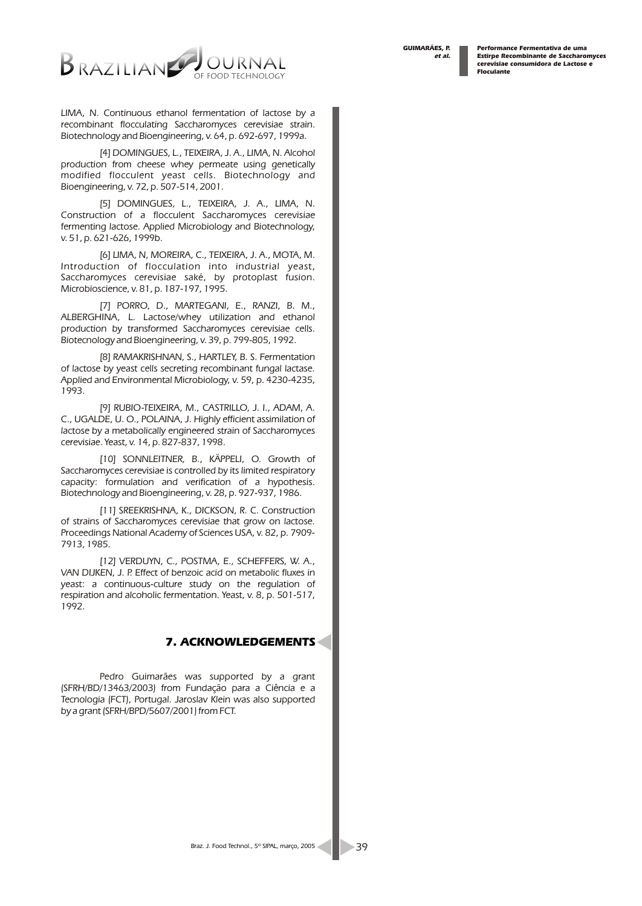LIMA, N. Continuous ethanol fermentation of lactose by a recombinant flocculating Saccharomyces cerevisiae strain. Biotechnology and Bioengineering, v. 64, p. 692-697, 1999a.

[4] DOMINGUES, L., TEIXEIRA, J. A., LIMA, N. Alcohol production from cheese whey permeate using genetically modified flocculent yeast cells. Biotechnology and Bioengineering, v. 72, p. 507-514, 2001.

[5] DOMINGUES, L., TEIXEIRA, J. A., LIMA, N. Construction of a flocculent Saccharomyces cerevisiae fermenting lactose. Applied Microbiology and Biotechnology, v. 51, p. 621-626, 1999b.

[6] LIMA, N, MOREIRA, C., TEIXEIRA, J. A., MOTA, M. Introduction of flocculation into industrial yeast, Saccharomyces cerevisiae saké, by protoplast fusion. Microbioscience, v. 81, p. 187-197, 1995.

[7] PORRO, D., MARTEGANI, E., RANZI, B. M., ALBERGHINA, L. Lactose/whey utilization and ethanol production by transformed Saccharomyces cerevisiae cells. Biotecnology and Bioengineering, v. 39, p. 799-805, 1992.

[8] RAMAKRISHNAN, S., HARTLEY, B. S. Fermentation of lactose by yeast cells secreting recombinant fungal lactase. Applied and Environmental Microbiology, v. 59, p. 4230-4235, 1993.

[9] RUBIO-TEIXEIRA, M., CASTRILLO, J. I., ADAM, A. C., UGALDE, U. O., POLAINA, J. Highly efficient assimilation of lactose by a metabolically engineered strain of Saccharomyces cerevisiae. Yeast, v. 14, p. 827-837, 1998.

[10] SONNLEITNER, B., KÄPPELI, O. Growth of Saccharomyces cerevisiae is controlled by its limited respiratory capacity: formulation and verification of a hypothesis. Biotechnology and Bioengineering, v. 28, p. 927-937, 1986.

[11] SREEKRISHNA, K., DICKSON, R. C. Construction of strains of Saccharomyces cerevisiae that grow on lactose. Proceedings National Academy of Sciences USA, v. 82, p. 7909-7913, 1985.

[12] VERDUYN, C., POSTMA, E., SCHEFFERS, W. A., VAN DIJKEN, J. P. Effect of benzoic acid on metabolic fluxes in yeast: a continuous-culture study on the regulation of respiration and alcoholic fermentation. Yeast, v. 8, p. 501-517, 1992.

## 7. ACKNOWLEDGEMENTS

Pedro Guimarães was supported by a grant (SFRH/BD/13463/2003) from Fundação para a Ciência e a Tecnologia (FCT), Portugal. Jaroslav Klein was also supported by a grant (SFRH/BPD/5607/2001) from FCT.